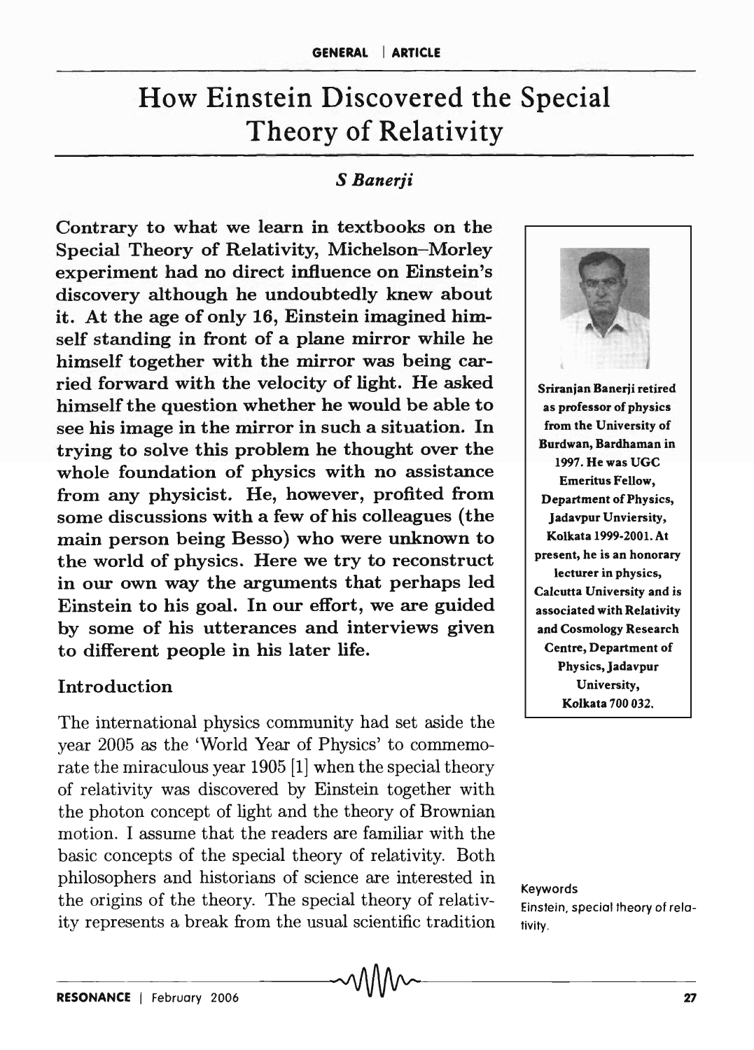# How Einstein Discovered the Special Theory of Relativity

*S Banerji*

**Contrary to what we learn in textbooks on the Special Theory of Relativity, Michelson–Morley experiment had no direct influence on Einstein's discovery although he undoubtedly knew about it. At the age of only 16, Einstein imagined himself standing in front of a plane mirror while he himself together with the mirror was being carried forward with the velocity of light. He asked himself the question whether he would be able to see his image in the mirror in such a situation. In trying to solve this problem he thought over the whole foundation of physics with no assistance from any physicist. He, however, profited from some discussions with a few of his colleagues (the main person being Besso) who were unknown to the world of physics. Here we try to reconstruct in our own way the arguments that perhaps led Einstein to his goal. In our effort, we are guided by some of his utterances and interviews given to different people in his later life.**

**Sriranjan Banerji retired as professor of physics from the University of Burdwan, Bardhaman in 1997. He was UGC Emeritus Fellow, Department of Physics, Jadavpur Unviersity, Kolkata 1999-2001. At present, he is an honorary lecturer in physics, Calcutta University and is associated with Relativity and Cosmology Research Centre, Department of Physics, Jadavpur University, Kolkata 700 032.**

## Introduction

The international physics community had set aside the year 2005 as the 'World Year of Physics' to commemorate the miraculous year 1905 [1] when the special theory of relativity was discovered by Einstein together with the photon concept of light and the theory of Brownian motion. I assume that the readers are familiar with the basic concepts of the special theory of relativity. Both philosophers and historians of science are interested in the origins of the theory. The special theory of relativity represents a break from the usual scientific tradition

Keywords

Einstein, special theory of relativity.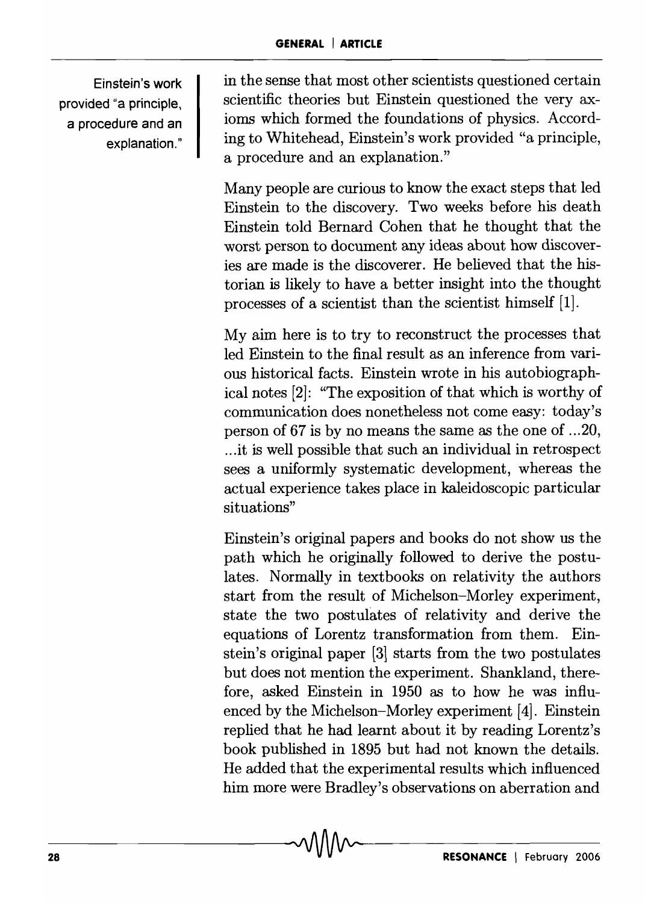Einstein's work provided "a principle, a procedure and an explanation."

in the sense that most other scientists questioned certain scientific theories but Einstein questioned the very axioms which formed the foundations of physics. According to Whitehead, Einstein's work provided "a principle, a procedure and an explanation."

Many people are curious to know the exact steps that led Einstein to the discovery. Two weeks before his death Einstein told Bernard Cohen that he thought that the worst person to document any ideas about how discoveries are made is the discoverer. He believed that the historian is likely to have a better insight into the thought processes of a scientist than the scientist himself [1].

My aim here is to try to reconstruct the processes that led Einstein to the final result as an inference from various historical facts. Einstein wrote in his autobiographical notes [2]: "The exposition of that which is worthy of communication does nonetheless not come easy: today's person of 67 is by no means the same as the one of ...20, ...it is well possible that such an individual in retrospect sees a uniformly systematic development, whereas the actual experience takes place in kaleidoscopic particular situations"

Einstein's original papers and books do not show us the path which he originally followed to derive the postulates. Normally in textbooks on relativity the authors start from the result of Michelson–Morley experiment, state the two postulates of relativity and derive the equations of Lorentz transformation from them. Einstein's original paper [3] starts from the two postulates but does not mention the experiment. Shankland, therefore, asked Einstein in 1950 as to how he was influenced by the Michelson–Morley experiment [4]. Einstein replied that he had learnt about it by reading Lorentz's book published in 1895 but had not known the details. He added that the experimental results which influenced him more were Bradley's observations on aberration and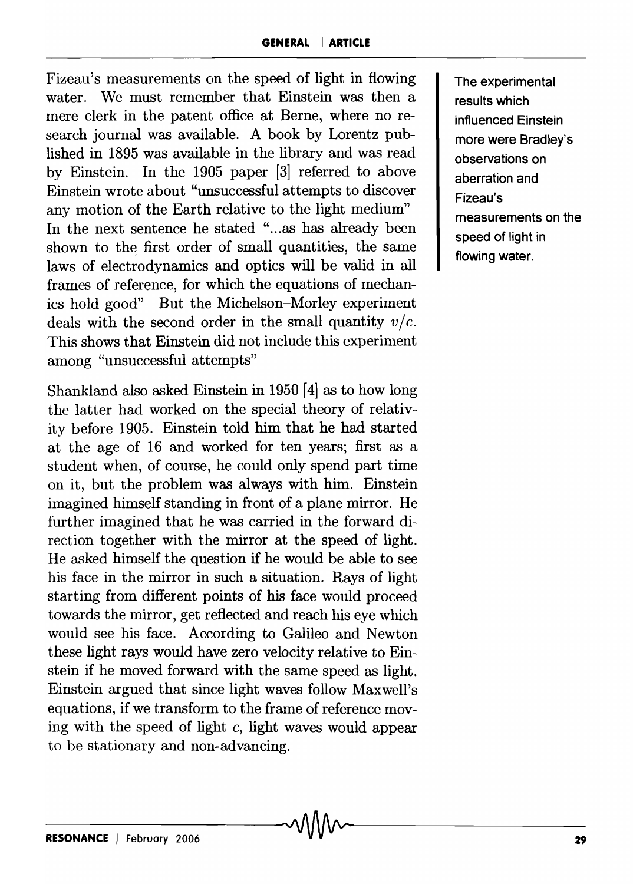Fizeau's measurements on the speed of light in flowing water. We must remember that Einstein was then a mere clerk in the patent office at Berne, where no research journal was available. A book by Lorentz published in 1895 was available in the library and was read by Einstein. In the 1905 paper [3] referred to above Einstein wrote about "unsuccessful attempts to discover any motion of the Earth relative to the light medium" In the next sentence he stated "...as has already been shown to the first order of small quantities, the same laws of electrodynamics and optics will be valid in all frames of reference, for which the equations of mechanics hold good" But the Michelson–Morley experiment deals with the second order in the small quantity $v/c$. This shows that Einstein did not include this experiment among "unsuccessful attempts"

The experimental results which influenced Einstein more were Bradley's observations on aberration and Fizeau's measurements on the speed of light in flowing water.

Shankland also asked Einstein in 1950 [4] as to how long the latter had worked on the special theory of relativity before 1905. Einstein told him that he had started at the age of 16 and worked for ten years; first as a student when, of course, he could only spend part time on it, but the problem was always with him. Einstein imagined himself standing in front of a plane mirror. He further imagined that he was carried in the forward direction together with the mirror at the speed of light. He asked himself the question if he would be able to see his face in the mirror in such a situation. Rays of light starting from different points of his face would proceed towards the mirror, get reflected and reach his eye which would see his face. According to Galileo and Newton these light rays would have zero velocity relative to Einstein if he moved forward with the same speed as light. Einstein argued that since light waves follow Maxwell's equations, if we transform to the frame of reference moving with the speed of light $c$, light waves would appear to be stationary and non-advancing.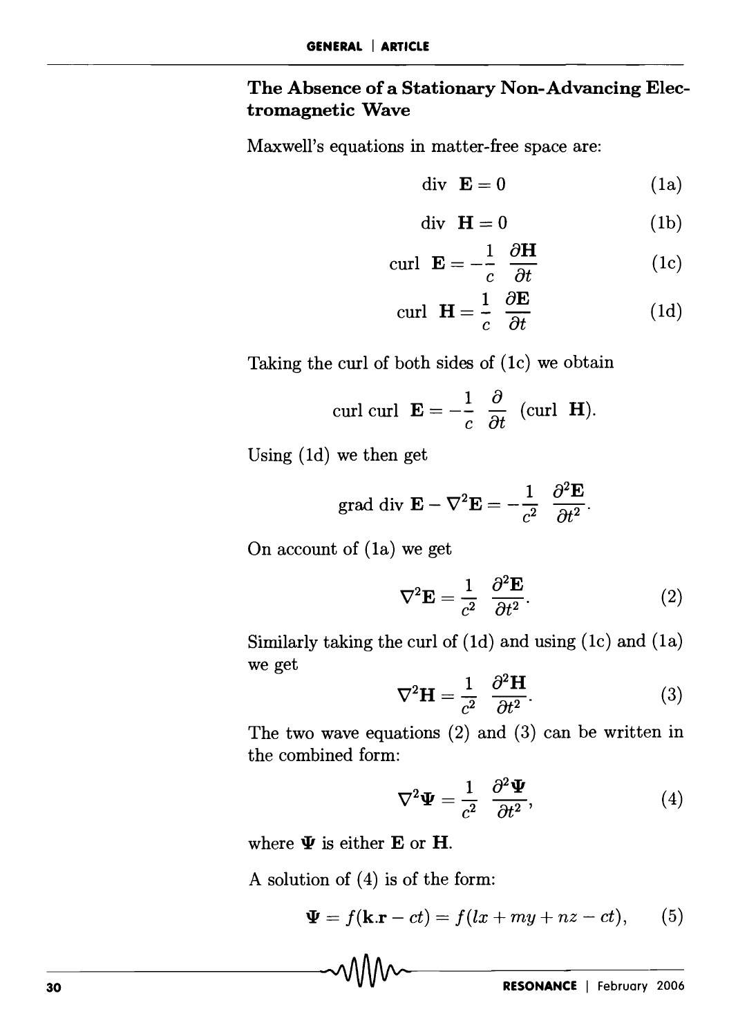## The Absence of a Stationary Non-Advancing Electromagnetic Wave

Maxwell's equations in matter-free space are:

$$\text{div } \mathbf{E} = 0 \tag{1a}$$

$$\text{div } \mathbf{H} = 0 \tag{1b}$$

$$\text{curl } \mathbf{E} = -\frac{1}{c}\ \frac{\partial \mathbf{H}}{\partial t} \tag{1c}$$

$$\text{curl } \mathbf{H} = \frac{1}{c}\ \frac{\partial \mathbf{E}}{\partial t} \tag{1d}$$

Taking the curl of both sides of (1c) we obtain

$$\text{curl curl } \mathbf{E} = -\frac{1}{c}\ \frac{\partial}{\partial t}\ (\text{curl } \mathbf{H}).$$

Using (1d) we then get

$$\text{grad div } \mathbf{E} - \nabla^2 \mathbf{E} = -\frac{1}{c^2}\ \frac{\partial^2 \mathbf{E}}{\partial t^2}.$$

On account of (1a) we get

$$\nabla^2 \mathbf{E} = \frac{1}{c^2}\ \frac{\partial^2 \mathbf{E}}{\partial t^2}. \tag{2}$$

Similarly taking the curl of (1d) and using (1c) and (1a) we get

$$\nabla^2 \mathbf{H} = \frac{1}{c^2}\ \frac{\partial^2 \mathbf{H}}{\partial t^2}. \tag{3}$$

The two wave equations (2) and (3) can be written in the combined form:

$$\nabla^2 \mathbf{\Psi} = \frac{1}{c^2}\ \frac{\partial^2 \mathbf{\Psi}}{\partial t^2}, \tag{4}$$

where $\mathbf{\Psi}$ is either $\mathbf{E}$ or $\mathbf{H}$.

A solution of (4) is of the form:

$$\mathbf{\Psi} = f(\mathbf{k}.\mathbf{r} - ct) = f(lx + my + nz - ct), \tag{5}$$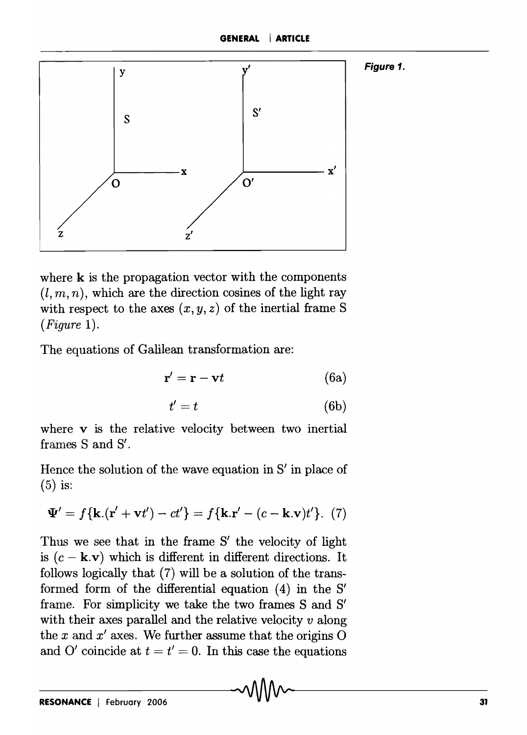Figure 1.

where $\mathbf{k}$ is the propagation vector with the components $(l, m, n)$, which are the direction cosines of the light ray with respect to the axes $(x, y, z)$ of the inertial frame S (*Figure* 1).

The equations of Galilean transformation are:

$$\mathbf{r}' = \mathbf{r} - \mathbf{v}t \tag{6a}$$

$$t' = t \tag{6b}$$

where $\mathbf{v}$ is the relative velocity between two inertial frames S and S′.

Hence the solution of the wave equation in S′ in place of (5) is:

$$\Psi' = f\{\mathbf{k}.(\mathbf{r}' + \mathbf{v}t') - ct'\} = f\{\mathbf{k}.\mathbf{r}' - (c - \mathbf{k}.\mathbf{v})t'\}. \tag{7}$$

Thus we see that in the frame S′ the velocity of light is $(c - \mathbf{k}.\mathbf{v})$ which is different in different directions. It follows logically that (7) will be a solution of the transformed form of the differential equation (4) in the S′ frame. For simplicity we take the two frames S and S′ with their axes parallel and the relative velocity $v$ along the $x$ and $x'$ axes. We further assume that the origins O and O′ coincide at $t = t' = 0$. In this case the equations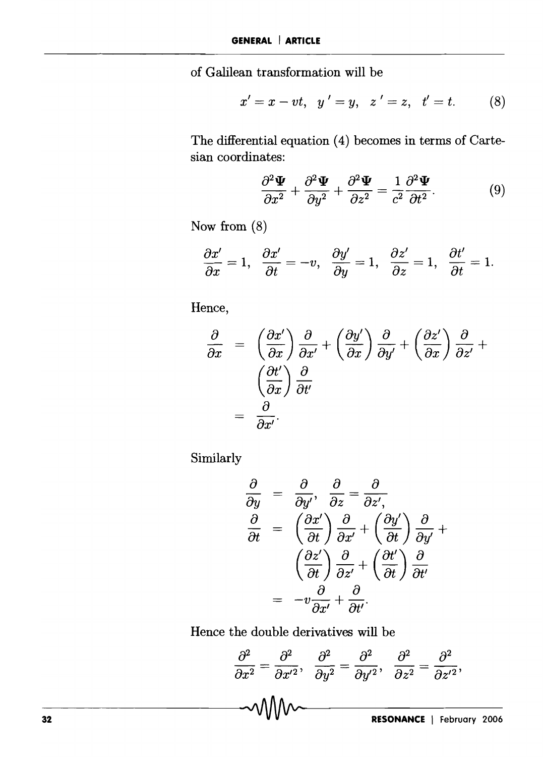of Galilean transformation will be

$$x' = x - vt, \quad y' = y, \quad z' = z, \quad t' = t. \tag{8}$$

The differential equation (4) becomes in terms of Cartesian coordinates:

$$\frac{\partial^2 \Psi}{\partial x^2} + \frac{\partial^2 \Psi}{\partial y^2} + \frac{\partial^2 \Psi}{\partial z^2} = \frac{1}{c^2}\frac{\partial^2 \Psi}{\partial t^2}. \tag{9}$$

Now from (8)

$$\frac{\partial x'}{\partial x} = 1, \quad \frac{\partial x'}{\partial t} = -v, \quad \frac{\partial y'}{\partial y} = 1, \quad \frac{\partial z'}{\partial z} = 1, \quad \frac{\partial t'}{\partial t} = 1.$$

Hence,

$$\begin{aligned}
\frac{\partial}{\partial x} &= \left(\frac{\partial x'}{\partial x}\right)\frac{\partial}{\partial x'} + \left(\frac{\partial y'}{\partial x}\right)\frac{\partial}{\partial y'} + \left(\frac{\partial z'}{\partial x}\right)\frac{\partial}{\partial z'} + \\
&\quad \left(\frac{\partial t'}{\partial x}\right)\frac{\partial}{\partial t'} \\
&= \frac{\partial}{\partial x'}.
\end{aligned}$$

Similarly

$$\begin{aligned}
\frac{\partial}{\partial y} &= \frac{\partial}{\partial y'}, \quad \frac{\partial}{\partial z} = \frac{\partial}{\partial z'}, \\
\frac{\partial}{\partial t} &= \left(\frac{\partial x'}{\partial t}\right)\frac{\partial}{\partial x'} + \left(\frac{\partial y'}{\partial t}\right)\frac{\partial}{\partial y'} + \\
&\quad \left(\frac{\partial z'}{\partial t}\right)\frac{\partial}{\partial z'} + \left(\frac{\partial t'}{\partial t}\right)\frac{\partial}{\partial t'} \\
&= -v\frac{\partial}{\partial x'} + \frac{\partial}{\partial t'}.
\end{aligned}$$

Hence the double derivatives will be

$$\frac{\partial^2}{\partial x^2} = \frac{\partial^2}{\partial x'^2}, \quad \frac{\partial^2}{\partial y^2} = \frac{\partial^2}{\partial y'^2}, \quad \frac{\partial^2}{\partial z^2} = \frac{\partial^2}{\partial z'^2},$$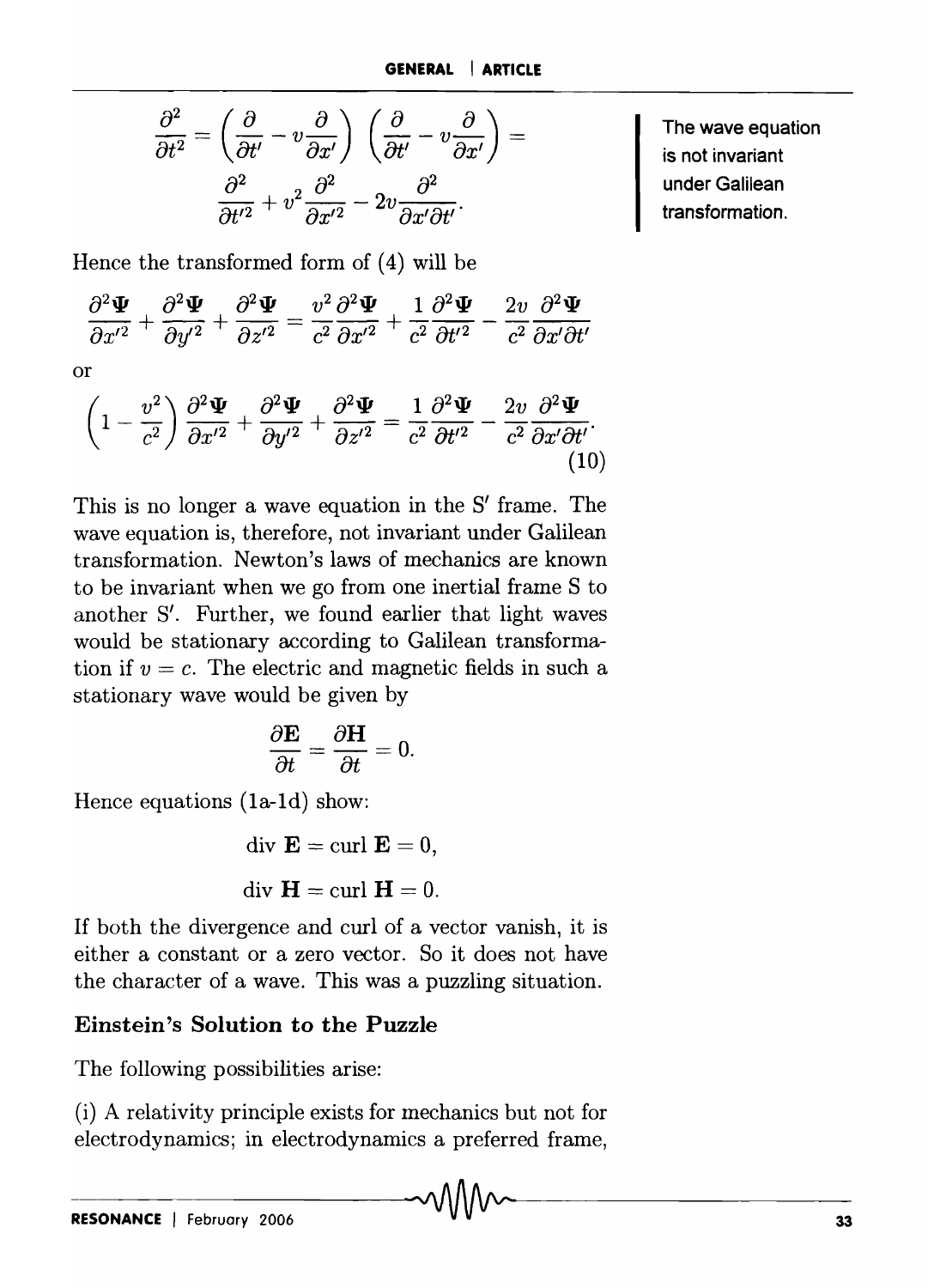$$\frac{\partial^2}{\partial t^2} = \left(\frac{\partial}{\partial t'} - v\frac{\partial}{\partial x'}\right)\left(\frac{\partial}{\partial t'} - v\frac{\partial}{\partial x'}\right) = \frac{\partial^2}{\partial t'^2} + v^2\frac{\partial^2}{\partial x'^2} - 2v\frac{\partial^2}{\partial x'\partial t'}.$$

The wave equation is not invariant under Galilean transformation.

Hence the transformed form of (4) will be

$$\frac{\partial^2 \Psi}{\partial x'^2} + \frac{\partial^2 \Psi}{\partial y'^2} + \frac{\partial^2 \Psi}{\partial z'^2} = \frac{v^2}{c^2}\frac{\partial^2 \Psi}{\partial x'^2} + \frac{1}{c^2}\frac{\partial^2 \Psi}{\partial t'^2} - \frac{2v}{c^2}\frac{\partial^2 \Psi}{\partial x'\partial t'}$$

or

$$\left(1 - \frac{v^2}{c^2}\right)\frac{\partial^2 \Psi}{\partial x'^2} + \frac{\partial^2 \Psi}{\partial y'^2} + \frac{\partial^2 \Psi}{\partial z'^2} = \frac{1}{c^2}\frac{\partial^2 \Psi}{\partial t'^2} - \frac{2v}{c^2}\frac{\partial^2 \Psi}{\partial x'\partial t'}. \tag{10}$$

This is no longer a wave equation in the S′ frame. The wave equation is, therefore, not invariant under Galilean transformation. Newton's laws of mechanics are known to be invariant when we go from one inertial frame S to another S′. Further, we found earlier that light waves would be stationary according to Galilean transformation if $v = c$. The electric and magnetic fields in such a stationary wave would be given by

$$\frac{\partial \mathbf{E}}{\partial t} = \frac{\partial \mathbf{H}}{\partial t} = 0.$$

Hence equations (1a-1d) show:

$$\text{div } \mathbf{E} = \text{curl } \mathbf{E} = 0,$$

$$\text{div } \mathbf{H} = \text{curl } \mathbf{H} = 0.$$

If both the divergence and curl of a vector vanish, it is either a constant or a zero vector. So it does not have the character of a wave. This was a puzzling situation.

## Einstein's Solution to the Puzzle

The following possibilities arise:

(i) A relativity principle exists for mechanics but not for electrodynamics; in electrodynamics a preferred frame,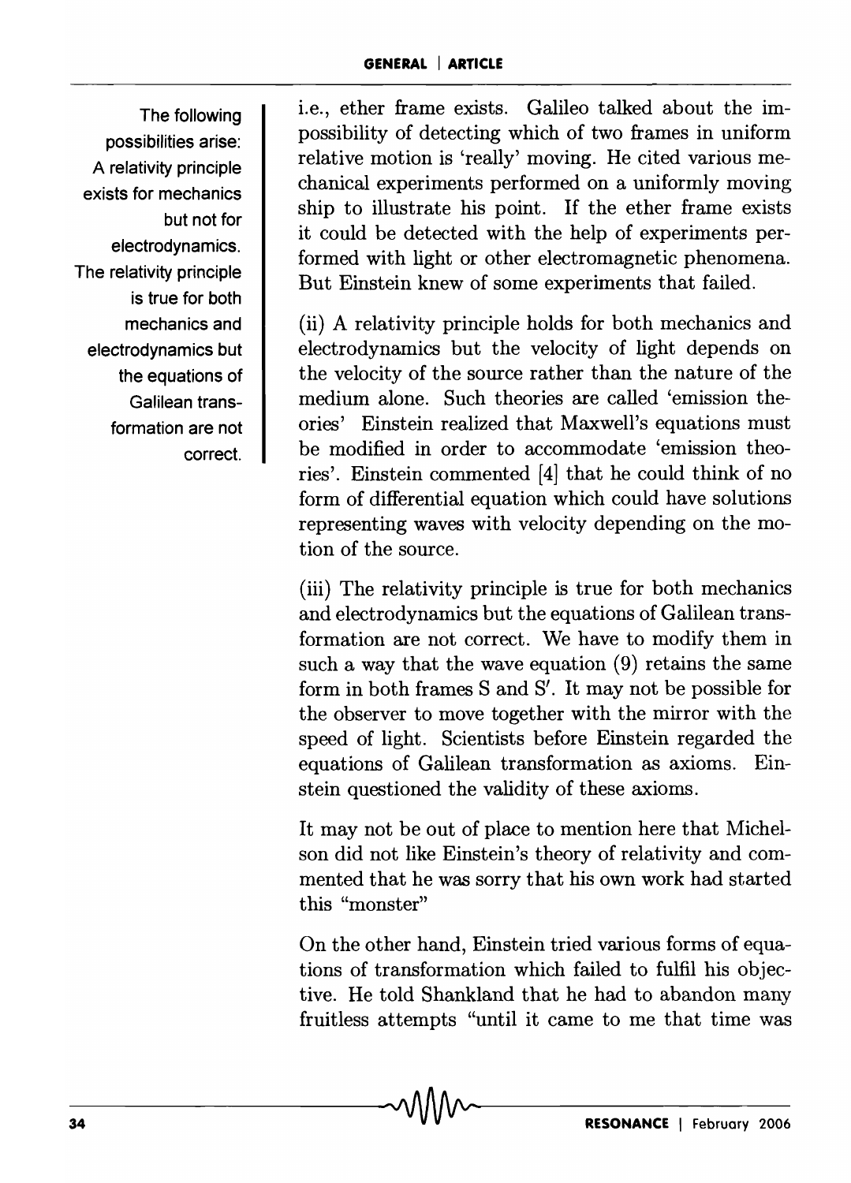i.e., ether frame exists. Galileo talked about the impossibility of detecting which of two frames in uniform relative motion is 'really' moving. He cited various mechanical experiments performed on a uniformly moving ship to illustrate his point. If the ether frame exists it could be detected with the help of experiments performed with light or other electromagnetic phenomena. But Einstein knew of some experiments that failed.

> The following possibilities arise: A relativity principle exists for mechanics but not for electrodynamics. The relativity principle is true for both mechanics and electrodynamics but the equations of Galilean transformation are not correct.

(ii) A relativity principle holds for both mechanics and electrodynamics but the velocity of light depends on the velocity of the source rather than the nature of the medium alone. Such theories are called 'emission theories' Einstein realized that Maxwell's equations must be modified in order to accommodate 'emission theories'. Einstein commented [4] that he could think of no form of differential equation which could have solutions representing waves with velocity depending on the motion of the source.

(iii) The relativity principle is true for both mechanics and electrodynamics but the equations of Galilean transformation are not correct. We have to modify them in such a way that the wave equation (9) retains the same form in both frames S and S′. It may not be possible for the observer to move together with the mirror with the speed of light. Scientists before Einstein regarded the equations of Galilean transformation as axioms. Einstein questioned the validity of these axioms.

It may not be out of place to mention here that Michelson did not like Einstein's theory of relativity and commented that he was sorry that his own work had started this "monster"

On the other hand, Einstein tried various forms of equations of transformation which failed to fulfil his objective. He told Shankland that he had to abandon many fruitless attempts "until it came to me that time was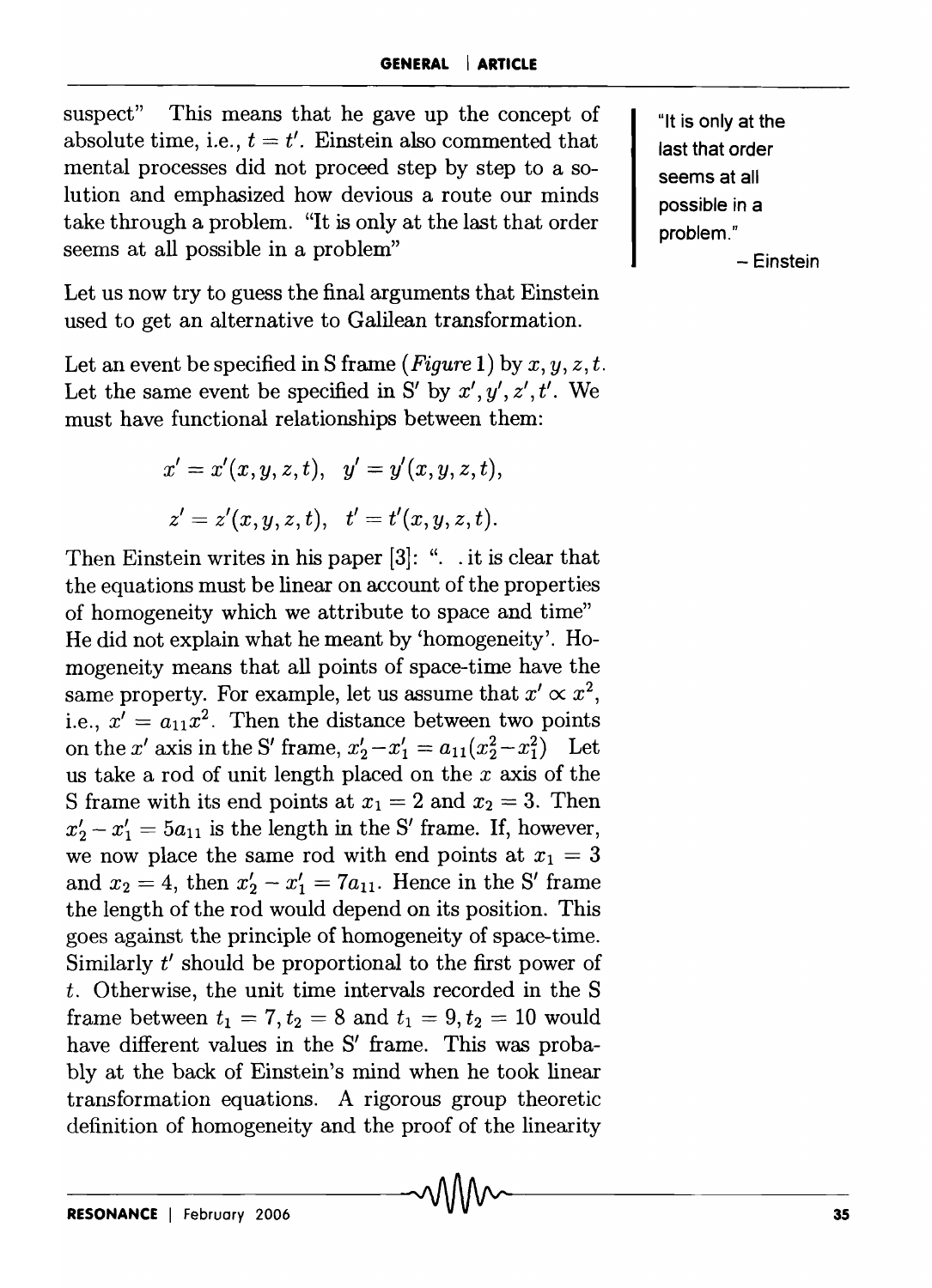suspect" This means that he gave up the concept of absolute time, i.e., $t = t'$. Einstein also commented that mental processes did not proceed step by step to a solution and emphasized how devious a route our minds take through a problem. "It is only at the last that order seems at all possible in a problem"

> "It is only at the last that order seems at all possible in a problem."
>
> – Einstein

Let us now try to guess the final arguments that Einstein used to get an alternative to Galilean transformation.

Let an event be specified in S frame (*Figure* 1) by $x, y, z, t$. Let the same event be specified in S$'$ by $x', y', z', t'$. We must have functional relationships between them:

$$x' = x'(x, y, z, t), \quad y' = y'(x, y, z, t),$$

$$z' = z'(x, y, z, t), \quad t' = t'(x, y, z, t).$$

Then Einstein writes in his paper [3]: ". . it is clear that the equations must be linear on account of the properties of homogeneity which we attribute to space and time" He did not explain what he meant by 'homogeneity'. Homogeneity means that all points of space-time have the same property. For example, let us assume that $x' \propto x^2$, i.e., $x' = a_{11}x^2$. Then the distance between two points on the $x'$ axis in the S$'$ frame, $x'_2 - x'_1 = a_{11}(x_2^2 - x_1^2)$ Let us take a rod of unit length placed on the $x$ axis of the S frame with its end points at $x_1 = 2$ and $x_2 = 3$. Then $x'_2 - x'_1 = 5a_{11}$ is the length in the S$'$ frame. If, however, we now place the same rod with end points at $x_1 = 3$ and $x_2 = 4$, then $x'_2 - x'_1 = 7a_{11}$. Hence in the S$'$ frame the length of the rod would depend on its position. This goes against the principle of homogeneity of space-time. Similarly $t'$ should be proportional to the first power of $t$. Otherwise, the unit time intervals recorded in the S frame between $t_1 = 7, t_2 = 8$ and $t_1 = 9, t_2 = 10$ would have different values in the S$'$ frame. This was probably at the back of Einstein's mind when he took linear transformation equations. A rigorous group theoretic definition of homogeneity and the proof of the linearity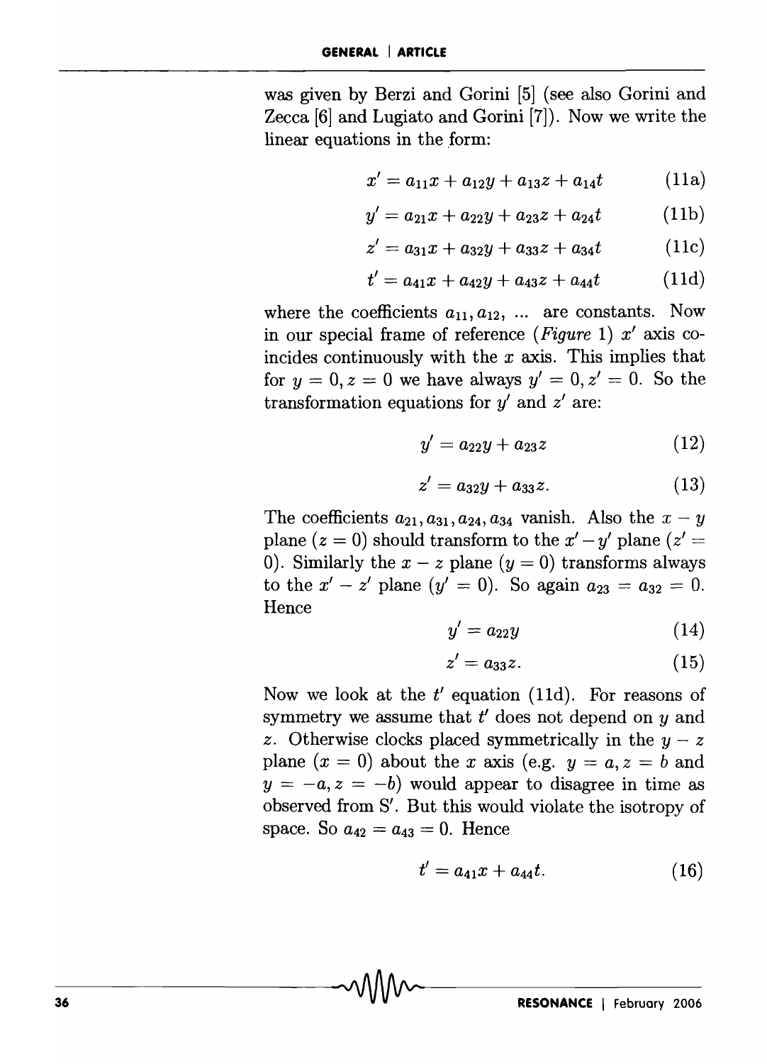was given by Berzi and Gorini [5] (see also Gorini and Zecca [6] and Lugiato and Gorini [7]). Now we write the linear equations in the form:

$$x' = a_{11}x + a_{12}y + a_{13}z + a_{14}t \tag{11a}$$

$$y' = a_{21}x + a_{22}y + a_{23}z + a_{24}t \tag{11b}$$

$$z' = a_{31}x + a_{32}y + a_{33}z + a_{34}t \tag{11c}$$

$$t' = a_{41}x + a_{42}y + a_{43}z + a_{44}t \tag{11d}$$

where the coefficients $a_{11}, a_{12}, \ldots$ are constants. Now in our special frame of reference (*Figure* 1) $x'$ axis coincides continuously with the $x$ axis. This implies that for $y = 0, z = 0$ we have always $y' = 0, z' = 0$. So the transformation equations for $y'$ and $z'$ are:

$$y' = a_{22}y + a_{23}z \tag{12}$$

$$z' = a_{32}y + a_{33}z. \tag{13}$$

The coefficients $a_{21}, a_{31}, a_{24}, a_{34}$ vanish. Also the $x - y$ plane ($z = 0$) should transform to the $x' - y'$ plane ($z' = 0$). Similarly the $x - z$ plane ($y = 0$) transforms always to the $x' - z'$ plane ($y' = 0$). So again $a_{23} = a_{32} = 0$. Hence

$$y' = a_{22}y \tag{14}$$

$$z' = a_{33}z. \tag{15}$$

Now we look at the $t'$ equation (11d). For reasons of symmetry we assume that $t'$ does not depend on $y$ and $z$. Otherwise clocks placed symmetrically in the $y - z$ plane ($x = 0$) about the $x$ axis (e.g. $y = a, z = b$ and $y = -a, z = -b$) would appear to disagree in time as observed from S$'$. But this would violate the isotropy of space. So $a_{42} = a_{43} = 0$. Hence

$$t' = a_{41}x + a_{44}t. \tag{16}$$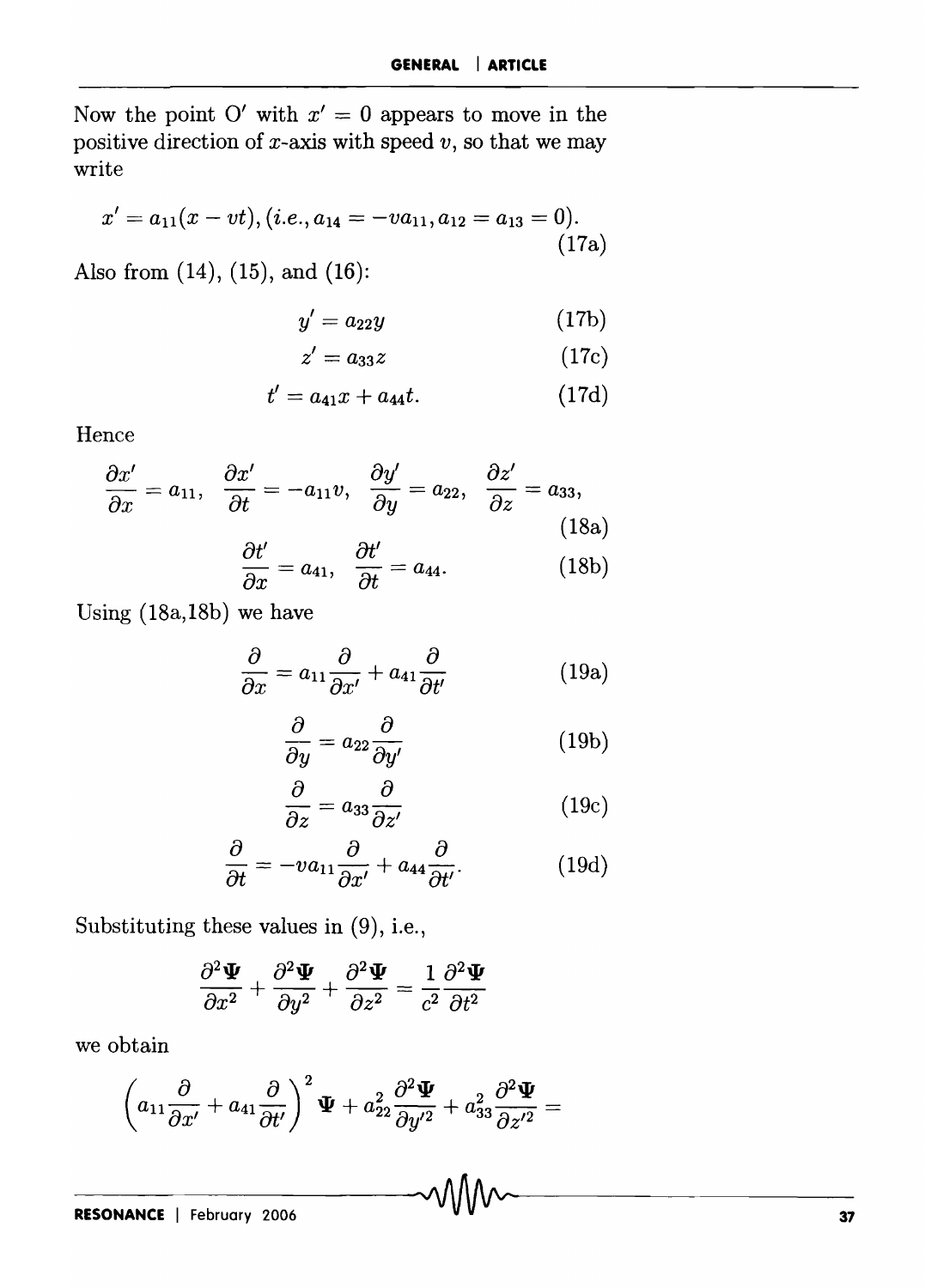Now the point O′ with $x' = 0$ appears to move in the positive direction of $x$-axis with speed $v$, so that we may write

$$x' = a_{11}(x - vt), (i.e., a_{14} = -va_{11}, a_{12} = a_{13} = 0). \tag{17a}$$

Also from (14), (15), and (16):

$$y' = a_{22}y \tag{17b}$$

$$z' = a_{33}z \tag{17c}$$

$$t' = a_{41}x + a_{44}t. \tag{17d}$$

Hence

$$\frac{\partial x'}{\partial x} = a_{11}, \quad \frac{\partial x'}{\partial t} = -a_{11}v, \quad \frac{\partial y'}{\partial y} = a_{22}, \quad \frac{\partial z'}{\partial z} = a_{33}, \tag{18a}$$

$$\frac{\partial t'}{\partial x} = a_{41}, \quad \frac{\partial t'}{\partial t} = a_{44}. \tag{18b}$$

Using (18a,18b) we have

$$\frac{\partial}{\partial x} = a_{11}\frac{\partial}{\partial x'} + a_{41}\frac{\partial}{\partial t'} \tag{19a}$$

$$\frac{\partial}{\partial y} = a_{22}\frac{\partial}{\partial y'} \tag{19b}$$

$$\frac{\partial}{\partial z} = a_{33}\frac{\partial}{\partial z'} \tag{19c}$$

$$\frac{\partial}{\partial t} = -va_{11}\frac{\partial}{\partial x'} + a_{44}\frac{\partial}{\partial t'}. \tag{19d}$$

Substituting these values in (9), i.e.,

$$\frac{\partial^2 \Psi}{\partial x^2} + \frac{\partial^2 \Psi}{\partial y^2} + \frac{\partial^2 \Psi}{\partial z^2} = \frac{1}{c^2}\frac{\partial^2 \Psi}{\partial t^2}$$

we obtain

$$\left(a_{11}\frac{\partial}{\partial x'} + a_{41}\frac{\partial}{\partial t'}\right)^2 \Psi + a_{22}^2\frac{\partial^2 \Psi}{\partial y'^2} + a_{33}^2\frac{\partial^2 \Psi}{\partial z'^2} =$$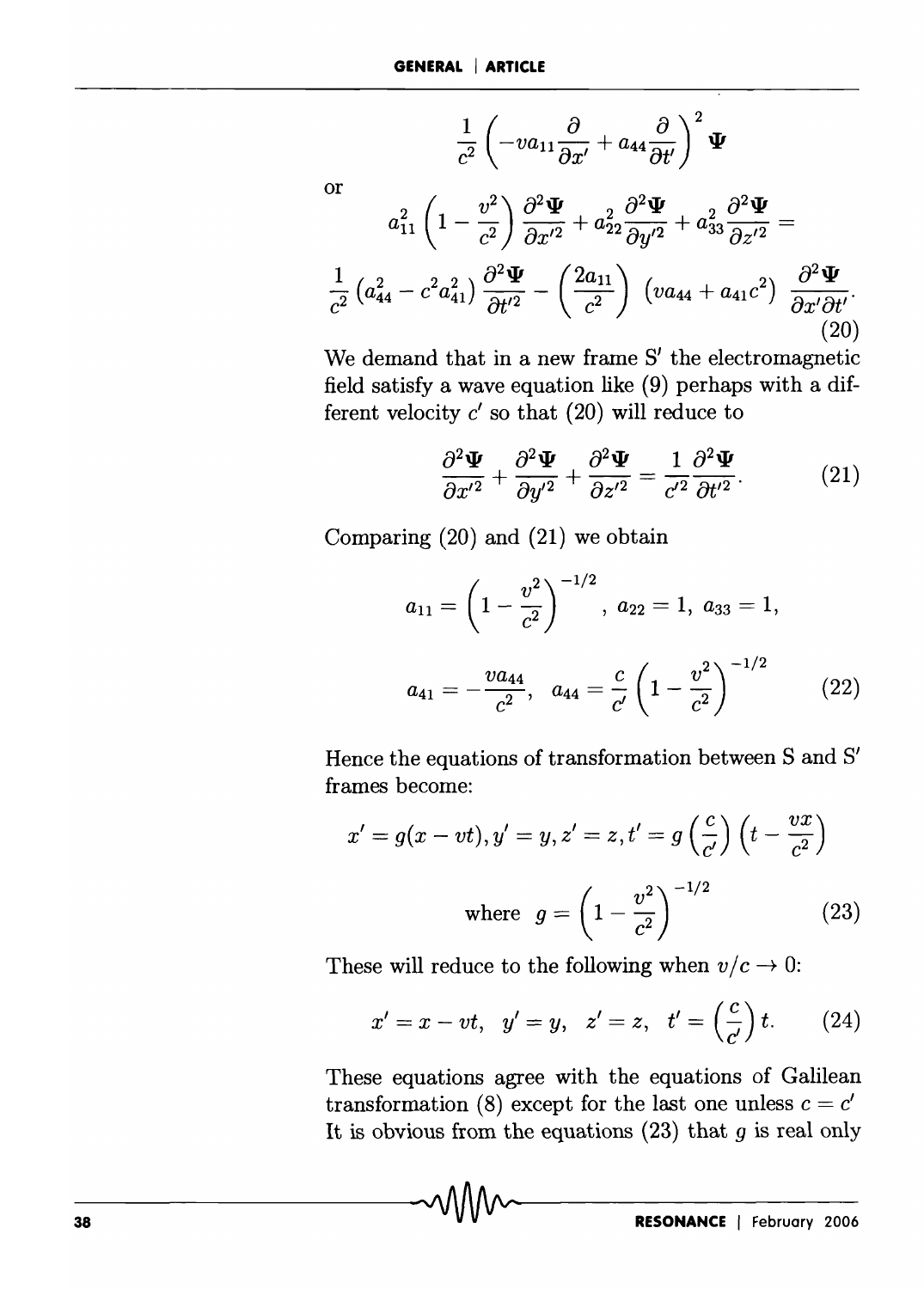$$\frac{1}{c^2}\left(-va_{11}\frac{\partial}{\partial x'}+a_{44}\frac{\partial}{\partial t'}\right)^2\mathbf{\Psi}$$

or

$$a_{11}^2\left(1-\frac{v^2}{c^2}\right)\frac{\partial^2\mathbf{\Psi}}{\partial x'^2}+a_{22}^2\frac{\partial^2\mathbf{\Psi}}{\partial y'^2}+a_{33}^2\frac{\partial^2\mathbf{\Psi}}{\partial z'^2}=$$

$$\frac{1}{c^2}\left(a_{44}^2-c^2a_{41}^2\right)\frac{\partial^2\mathbf{\Psi}}{\partial t'^2}-\left(\frac{2a_{11}}{c^2}\right)\left(va_{44}+a_{41}c^2\right)\frac{\partial^2\mathbf{\Psi}}{\partial x'\partial t'}. \tag{20}$$

We demand that in a new frame S′ the electromagnetic field satisfy a wave equation like (9) perhaps with a different velocity $c'$ so that (20) will reduce to

$$\frac{\partial^2\mathbf{\Psi}}{\partial x'^2}+\frac{\partial^2\mathbf{\Psi}}{\partial y'^2}+\frac{\partial^2\mathbf{\Psi}}{\partial z'^2}=\frac{1}{c'^2}\frac{\partial^2\mathbf{\Psi}}{\partial t'^2}. \tag{21}$$

Comparing (20) and (21) we obtain

$$a_{11}=\left(1-\frac{v^2}{c^2}\right)^{-1/2},\ a_{22}=1,\ a_{33}=1,$$

$$a_{41}=-\frac{va_{44}}{c^2},\quad a_{44}=\frac{c}{c'}\left(1-\frac{v^2}{c^2}\right)^{-1/2} \tag{22}$$

Hence the equations of transformation between S and S′ frames become:

$$x'=g(x-vt),y'=y,z'=z,t'=g\left(\frac{c}{c'}\right)\left(t-\frac{vx}{c^2}\right)$$

$$\text{where}\ \ g=\left(1-\frac{v^2}{c^2}\right)^{-1/2} \tag{23}$$

These will reduce to the following when $v/c\to 0$:

$$x'=x-vt,\quad y'=y,\quad z'=z,\quad t'=\left(\frac{c}{c'}\right)t. \tag{24}$$

These equations agree with the equations of Galilean transformation (8) except for the last one unless $c=c'$ It is obvious from the equations (23) that $g$ is real only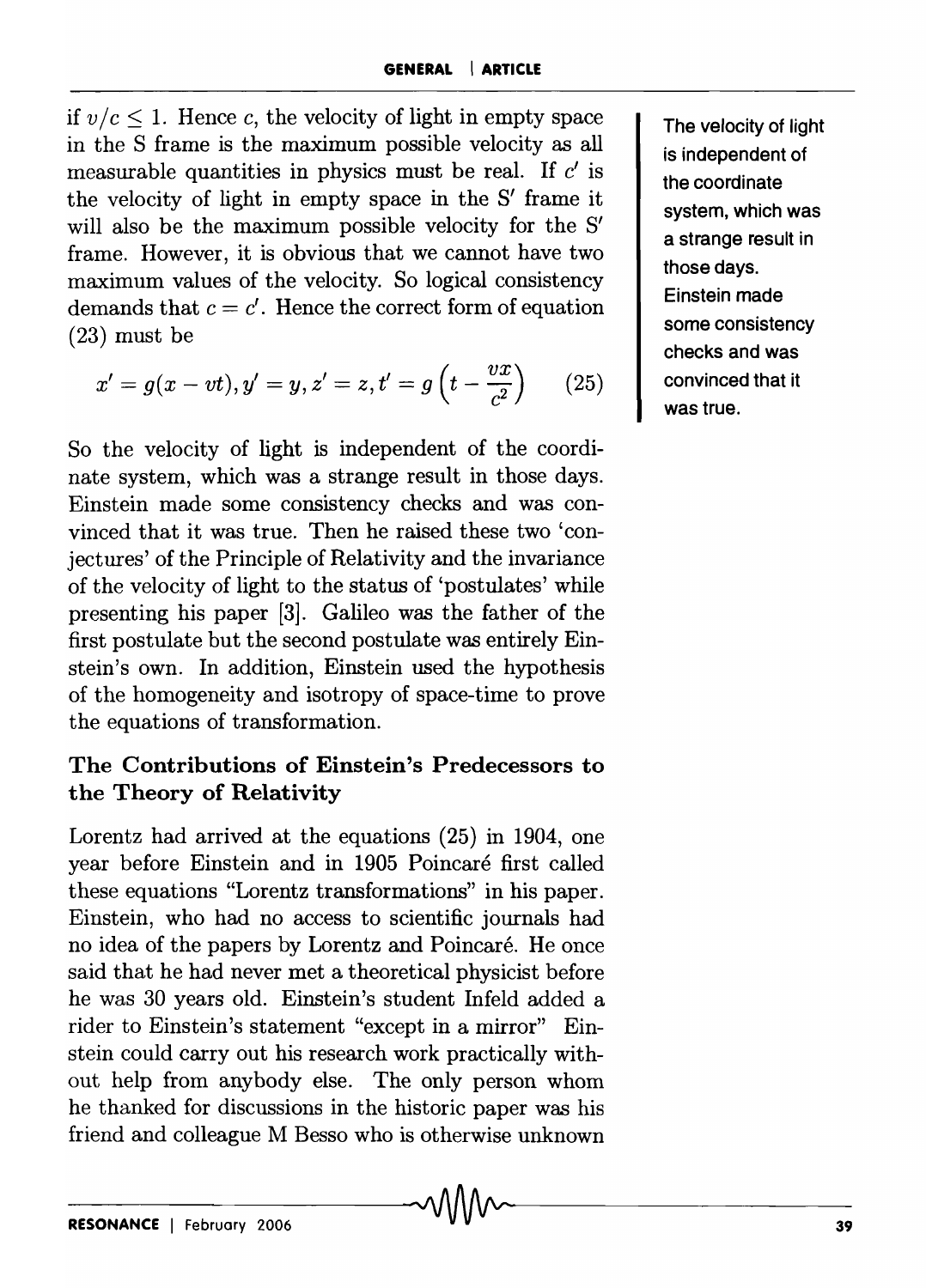if $v/c \leq 1$. Hence $c$, the velocity of light in empty space in the S frame is the maximum possible velocity as all measurable quantities in physics must be real. If $c'$ is the velocity of light in empty space in the S′ frame it will also be the maximum possible velocity for the S′ frame. However, it is obvious that we cannot have two maximum values of the velocity. So logical consistency demands that $c = c'$. Hence the correct form of equation (23) must be

$$x' = g(x - vt), y' = y, z' = z, t' = g\left(t - \frac{vx}{c^2}\right) \qquad (25)$$

So the velocity of light is independent of the coordinate system, which was a strange result in those days. Einstein made some consistency checks and was convinced that it was true. Then he raised these two 'conjectures' of the Principle of Relativity and the invariance of the velocity of light to the status of 'postulates' while presenting his paper [3]. Galileo was the father of the first postulate but the second postulate was entirely Einstein's own. In addition, Einstein used the hypothesis of the homogeneity and isotropy of space-time to prove the equations of transformation.

The velocity of light is independent of the coordinate system, which was a strange result in those days. Einstein made some consistency checks and was convinced that it was true.

## The Contributions of Einstein's Predecessors to the Theory of Relativity

Lorentz had arrived at the equations (25) in 1904, one year before Einstein and in 1905 Poincaré first called these equations "Lorentz transformations" in his paper. Einstein, who had no access to scientific journals had no idea of the papers by Lorentz and Poincaré. He once said that he had never met a theoretical physicist before he was 30 years old. Einstein's student Infeld added a rider to Einstein's statement "except in a mirror" Einstein could carry out his research work practically without help from anybody else. The only person whom he thanked for discussions in the historic paper was his friend and colleague M Besso who is otherwise unknown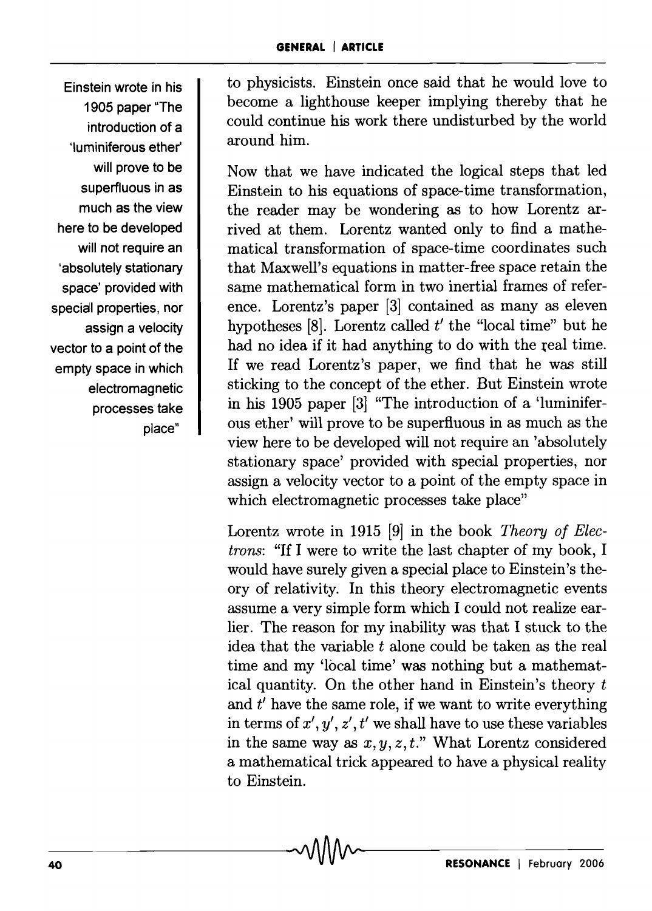Einstein wrote in his 1905 paper "The introduction of a 'luminiferous ether' will prove to be superfluous in as much as the view here to be developed will not require an 'absolutely stationary space' provided with special properties, nor assign a velocity vector to a point of the empty space in which electromagnetic processes take place"

to physicists. Einstein once said that he would love to become a lighthouse keeper implying thereby that he could continue his work there undisturbed by the world around him.

Now that we have indicated the logical steps that led Einstein to his equations of space-time transformation, the reader may be wondering as to how Lorentz arrived at them. Lorentz wanted only to find a mathematical transformation of space-time coordinates such that Maxwell's equations in matter-free space retain the same mathematical form in two inertial frames of reference. Lorentz's paper [3] contained as many as eleven hypotheses [8]. Lorentz called $t'$ the "local time" but he had no idea if it had anything to do with the real time. If we read Lorentz's paper, we find that he was still sticking to the concept of the ether. But Einstein wrote in his 1905 paper [3] "The introduction of a 'luminiferous ether' will prove to be superfluous in as much as the view here to be developed will not require an 'absolutely stationary space' provided with special properties, nor assign a velocity vector to a point of the empty space in which electromagnetic processes take place"

Lorentz wrote in 1915 [9] in the book *Theory of Electrons*: "If I were to write the last chapter of my book, I would have surely given a special place to Einstein's theory of relativity. In this theory electromagnetic events assume a very simple form which I could not realize earlier. The reason for my inability was that I stuck to the idea that the variable $t$ alone could be taken as the real time and my 'local time' was nothing but a mathematical quantity. On the other hand in Einstein's theory $t$ and $t'$ have the same role, if we want to write everything in terms of $x', y', z', t'$ we shall have to use these variables in the same way as $x, y, z, t$." What Lorentz considered a mathematical trick appeared to have a physical reality to Einstein.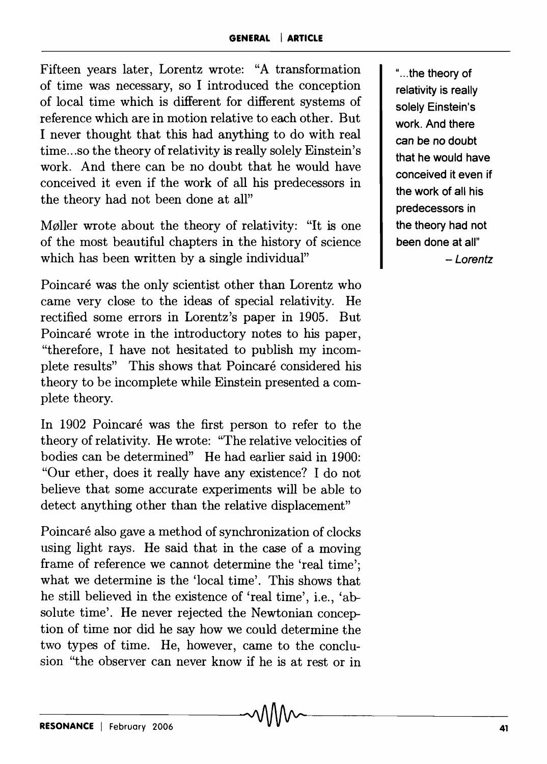Fifteen years later, Lorentz wrote: "A transformation of time was necessary, so I introduced the conception of local time which is different for different systems of reference which are in motion relative to each other. But I never thought that this had anything to do with real time...so the theory of relativity is really solely Einstein's work. And there can be no doubt that he would have conceived it even if the work of all his predecessors in the theory had not been done at all"

> "...the theory of relativity is really solely Einstein's work. And there can be no doubt that he would have conceived it even if the work of all his predecessors in the theory had not been done at all"
> – *Lorentz*

Møller wrote about the theory of relativity: "It is one of the most beautiful chapters in the history of science which has been written by a single individual"

Poincaré was the only scientist other than Lorentz who came very close to the ideas of special relativity. He rectified some errors in Lorentz's paper in 1905. But Poincaré wrote in the introductory notes to his paper, "therefore, I have not hesitated to publish my incomplete results" This shows that Poincaré considered his theory to be incomplete while Einstein presented a complete theory.

In 1902 Poincaré was the first person to refer to the theory of relativity. He wrote: "The relative velocities of bodies can be determined" He had earlier said in 1900: "Our ether, does it really have any existence? I do not believe that some accurate experiments will be able to detect anything other than the relative displacement"

Poincaré also gave a method of synchronization of clocks using light rays. He said that in the case of a moving frame of reference we cannot determine the 'real time'; what we determine is the 'local time'. This shows that he still believed in the existence of 'real time', i.e., 'absolute time'. He never rejected the Newtonian conception of time nor did he say how we could determine the two types of time. He, however, came to the conclusion "the observer can never know if he is at rest or in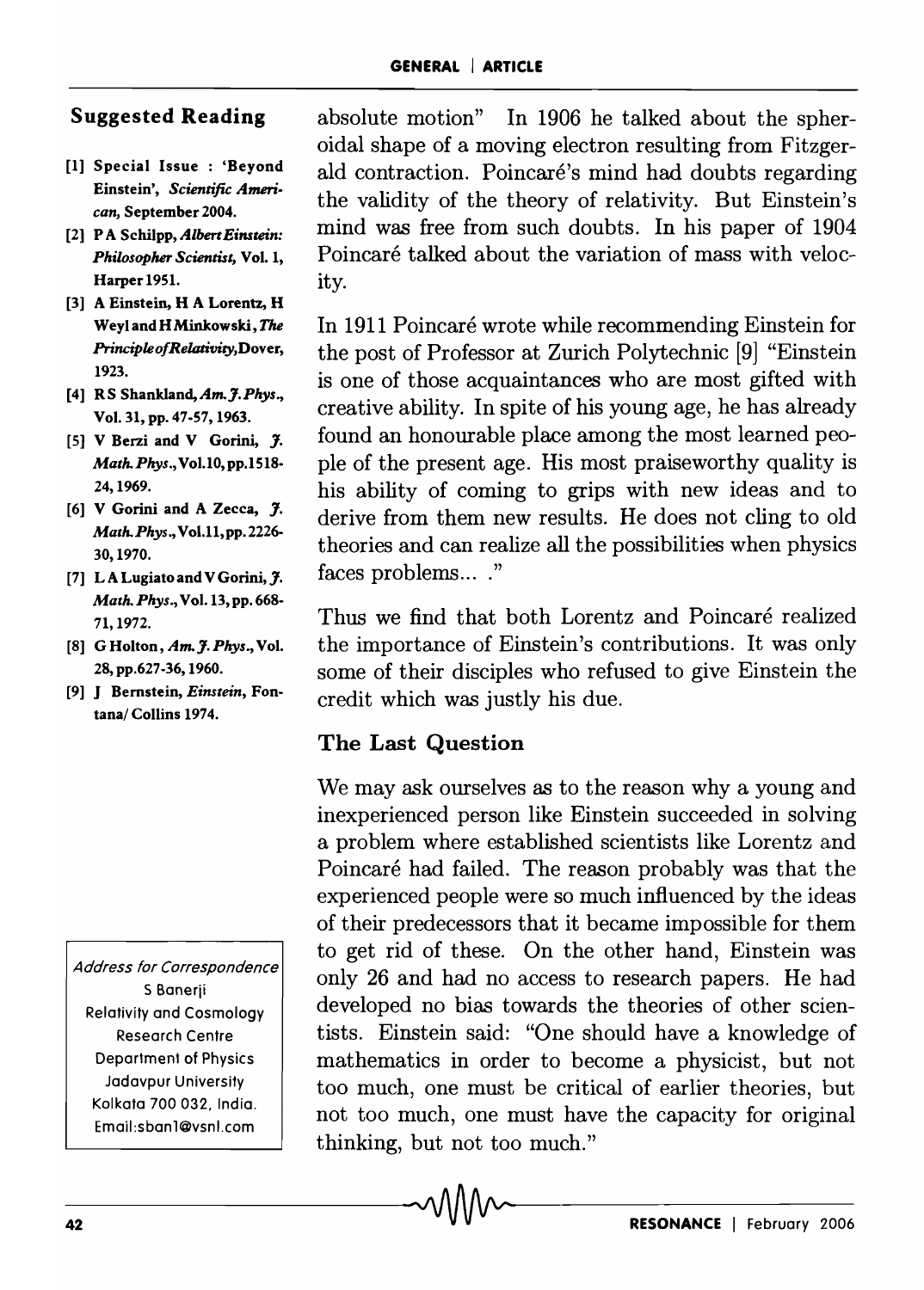absolute motion" In 1906 he talked about the spheroidal shape of a moving electron resulting from Fitzgerald contraction. Poincaré's mind had doubts regarding the validity of the theory of relativity. But Einstein's mind was free from such doubts. In his paper of 1904 Poincaré talked about the variation of mass with velocity.

In 1911 Poincaré wrote while recommending Einstein for the post of Professor at Zurich Polytechnic [9] "Einstein is one of those acquaintances who are most gifted with creative ability. In spite of his young age, he has already found an honourable place among the most learned people of the present age. His most praiseworthy quality is his ability of coming to grips with new ideas and to derive from them new results. He does not cling to old theories and can realize all the possibilities when physics faces problems... ."

Thus we find that both Lorentz and Poincaré realized the importance of Einstein's contributions. It was only some of their disciples who refused to give Einstein the credit which was justly his due.

## The Last Question

We may ask ourselves as to the reason why a young and inexperienced person like Einstein succeeded in solving a problem where established scientists like Lorentz and Poincaré had failed. The reason probably was that the experienced people were so much influenced by the ideas of their predecessors that it became impossible for them to get rid of these. On the other hand, Einstein was only 26 and had no access to research papers. He had developed no bias towards the theories of other scientists. Einstein said: "One should have a knowledge of mathematics in order to become a physicist, but not too much, one must be critical of earlier theories, but not too much, one must have the capacity for original thinking, but not too much."

## Suggested Reading

[1] Special Issue : 'Beyond Einstein', *Scientific American*, September 2004.

[2] P A Schilpp, *Albert Einstein: Philosopher Scientist*, Vol. 1, Harper 1951.

[3] A Einstein, H A Lorentz, H Weyl and H Minkowski, *The Principle of Relativity*, Dover, 1923.

[4] R S Shankland, *Am. J. Phys.*, Vol. 31, pp. 47-57, 1963.

[5] V Berzi and V Gorini, *J. Math. Phys.*, Vol.10, pp.1518-24, 1969.

[6] V Gorini and A Zecca, *J. Math. Phys.*, Vol.11, pp. 2226-30, 1970.

[7] L A Lugiato and V Gorini, *J. Math. Phys.*, Vol. 13, pp. 668-71, 1972.

[8] G Holton, *Am. J. Phys.*, Vol. 28, pp.627-36, 1960.

[9] J Bernstein, *Einstein*, Fontana/ Collins 1974.

*Address for Correspondence*
S Banerji
Relativity and Cosmology Research Centre
Department of Physics
Jadavpur University
Kolkata 700 032, India.
Email:sban1@vsnl.com